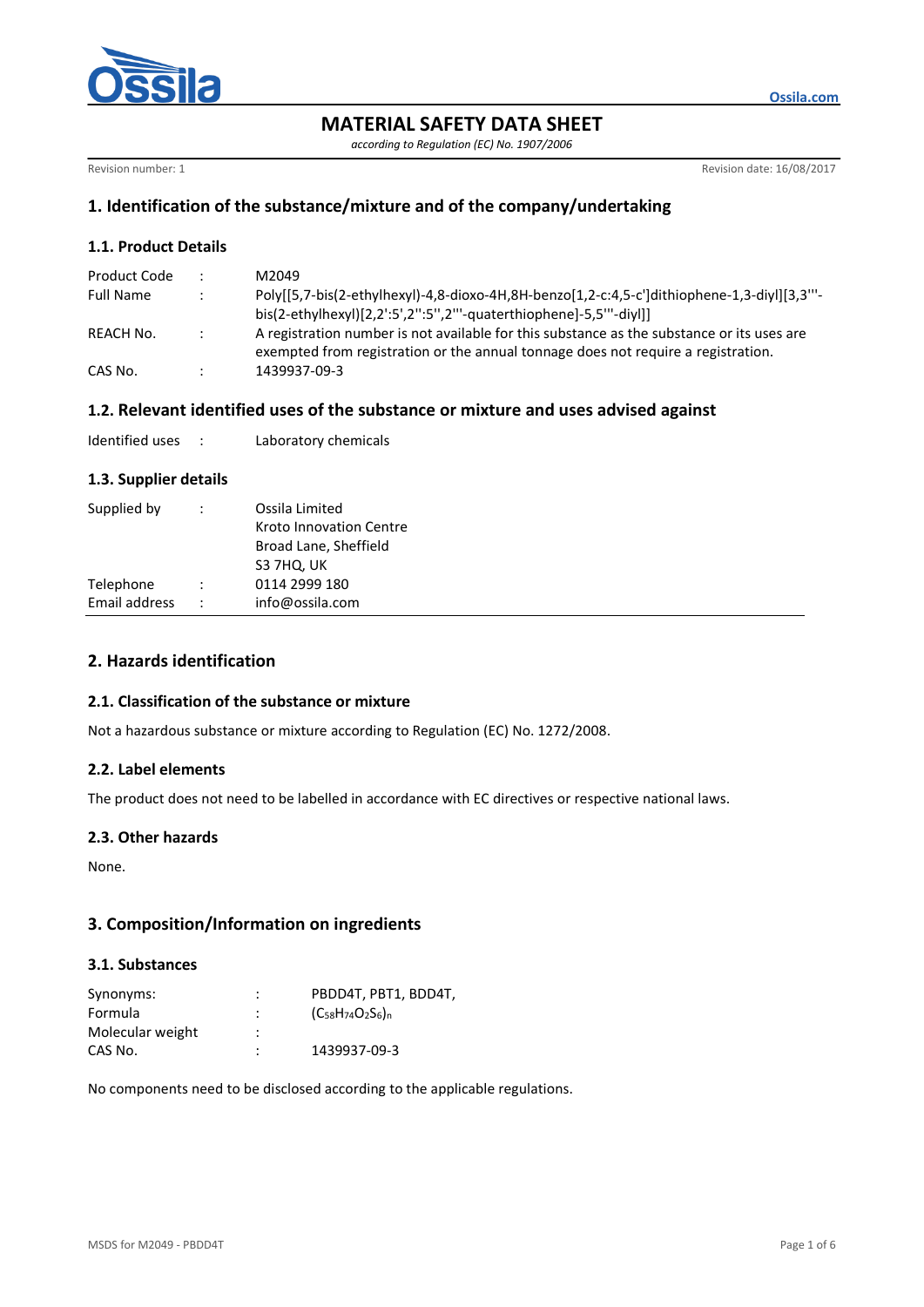Ossila.com

# MATERIAL SAFETY DATA SHEET

*according to Regulation (EC) No. 1907/2006*

Revision number: 1

Revision date: 16/08/2017

## 1. Identification of the substance/mixture and of the company/undertaking

### 1.1. Product Details

| | | |
|---|---|---|
| Product Code | : | M2049 |
| Full Name | : | Poly[[5,7-bis(2-ethylhexyl)-4,8-dioxo-4H,8H-benzo[1,2-c:4,5-c']dithiophene-1,3-diyl][3,3'''-bis(2-ethylhexyl)[2,2':5',2'':5'',2'''-quaterthiophene]-5,5'''-diyl]] |
| REACH No. | : | A registration number is not available for this substance as the substance or its uses are exempted from registration or the annual tonnage does not require a registration. |
| CAS No. | : | 1439937-09-3 |

### 1.2. Relevant identified uses of the substance or mixture and uses advised against

| | | |
|---|---|---|
| Identified uses | : | Laboratory chemicals |

### 1.3. Supplier details

| | | |
|---|---|---|
| Supplied by | : | Ossila Limited<br>Kroto Innovation Centre<br>Broad Lane, Sheffield<br>S3 7HQ, UK |
| Telephone | : | 0114 2999 180 |
| Email address | : | info@ossila.com |

## 2. Hazards identification

### 2.1. Classification of the substance or mixture

Not a hazardous substance or mixture according to Regulation (EC) No. 1272/2008.

### 2.2. Label elements

The product does not need to be labelled in accordance with EC directives or respective national laws.

### 2.3. Other hazards

None.

## 3. Composition/Information on ingredients

### 3.1. Substances

| | | |
|---|---|---|
| Synonyms: | : | PBDD4T, PBT1, BDD4T, |
| Formula | : | $(C_{58}H_{74}O_2S_6)_n$ |
| Molecular weight | : | |
| CAS No. | : | 1439937-09-3 |

No components need to be disclosed according to the applicable regulations.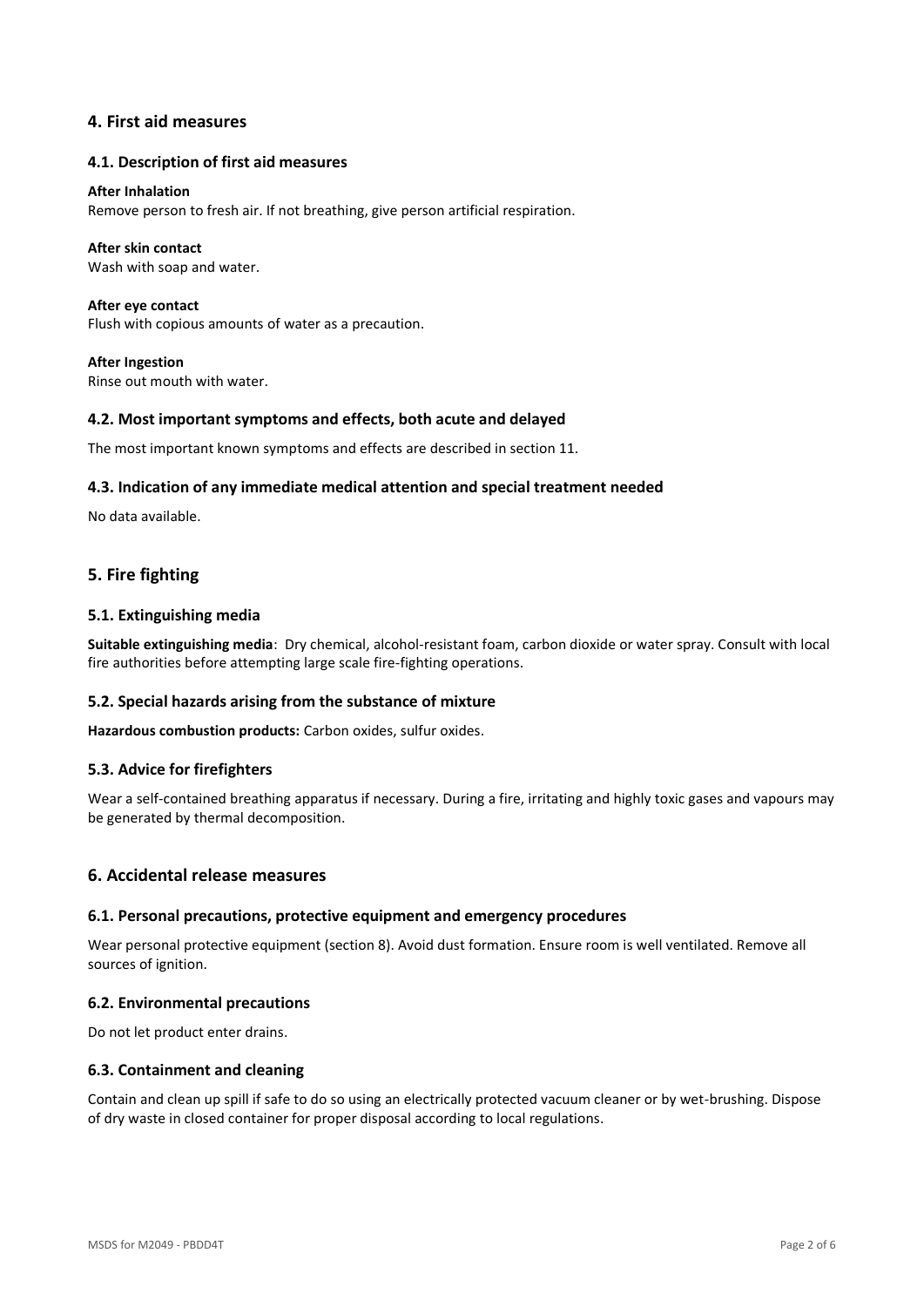## 4. First aid measures

### 4.1. Description of first aid measures

**After Inhalation**
Remove person to fresh air. If not breathing, give person artificial respiration.

**After skin contact**
Wash with soap and water.

**After eye contact**
Flush with copious amounts of water as a precaution.

**After Ingestion**
Rinse out mouth with water.

### 4.2. Most important symptoms and effects, both acute and delayed

The most important known symptoms and effects are described in section 11.

### 4.3. Indication of any immediate medical attention and special treatment needed

No data available.

## 5. Fire fighting

### 5.1. Extinguishing media

**Suitable extinguishing media**: Dry chemical, alcohol-resistant foam, carbon dioxide or water spray. Consult with local fire authorities before attempting large scale fire-fighting operations.

### 5.2. Special hazards arising from the substance of mixture

**Hazardous combustion products:** Carbon oxides, sulfur oxides.

### 5.3. Advice for firefighters

Wear a self-contained breathing apparatus if necessary. During a fire, irritating and highly toxic gases and vapours may be generated by thermal decomposition.

## 6. Accidental release measures

### 6.1. Personal precautions, protective equipment and emergency procedures

Wear personal protective equipment (section 8). Avoid dust formation. Ensure room is well ventilated. Remove all sources of ignition.

### 6.2. Environmental precautions

Do not let product enter drains.

### 6.3. Containment and cleaning

Contain and clean up spill if safe to do so using an electrically protected vacuum cleaner or by wet-brushing. Dispose of dry waste in closed container for proper disposal according to local regulations.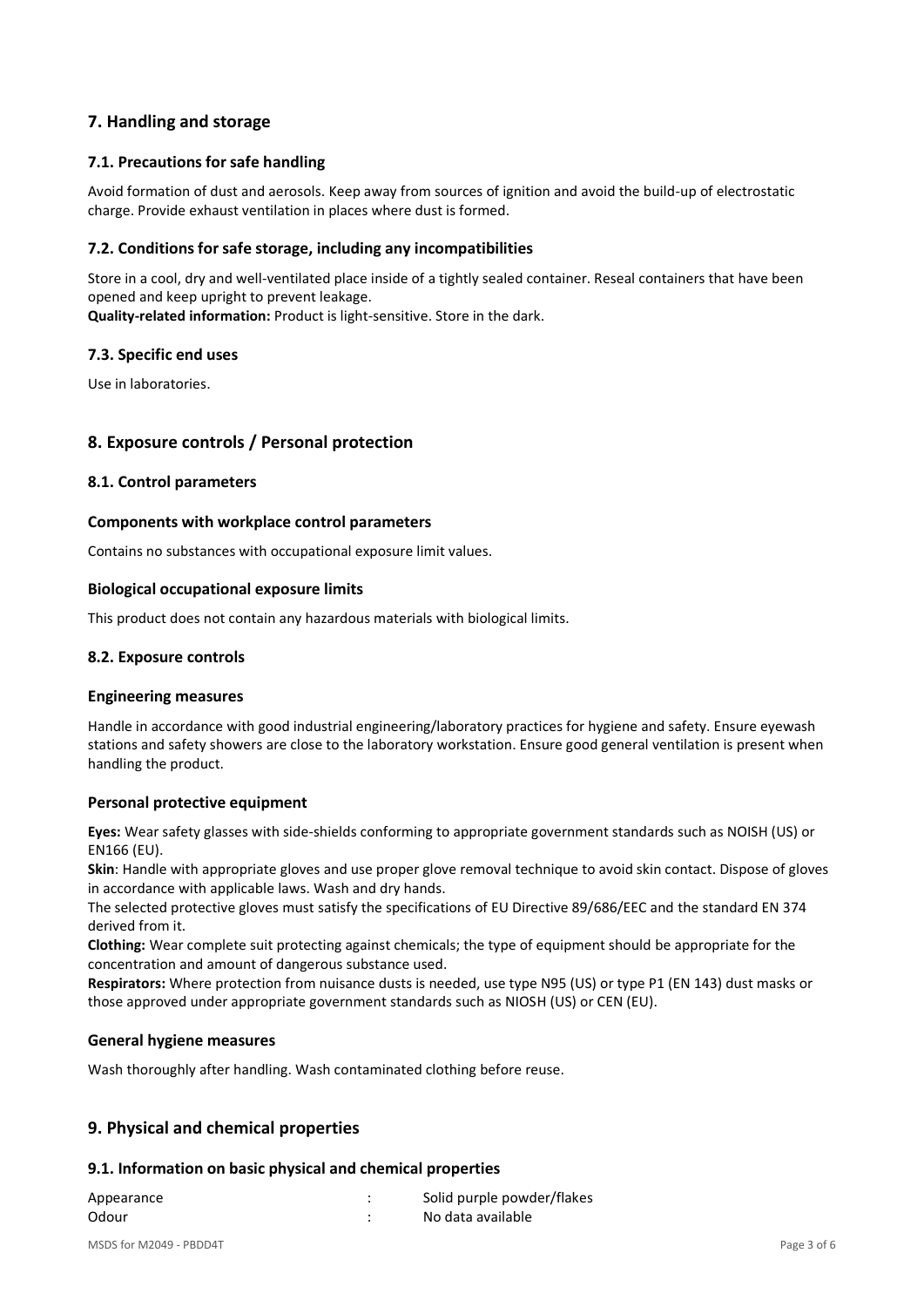## 7. Handling and storage

### 7.1. Precautions for safe handling

Avoid formation of dust and aerosols. Keep away from sources of ignition and avoid the build-up of electrostatic charge. Provide exhaust ventilation in places where dust is formed.

### 7.2. Conditions for safe storage, including any incompatibilities

Store in a cool, dry and well-ventilated place inside of a tightly sealed container. Reseal containers that have been opened and keep upright to prevent leakage.
**Quality-related information:** Product is light-sensitive. Store in the dark.

### 7.3. Specific end uses

Use in laboratories.

## 8. Exposure controls / Personal protection

### 8.1. Control parameters

#### Components with workplace control parameters

Contains no substances with occupational exposure limit values.

#### Biological occupational exposure limits

This product does not contain any hazardous materials with biological limits.

### 8.2. Exposure controls

#### Engineering measures

Handle in accordance with good industrial engineering/laboratory practices for hygiene and safety. Ensure eyewash stations and safety showers are close to the laboratory workstation. Ensure good general ventilation is present when handling the product.

#### Personal protective equipment

**Eyes:** Wear safety glasses with side-shields conforming to appropriate government standards such as NOISH (US) or EN166 (EU).
**Skin**: Handle with appropriate gloves and use proper glove removal technique to avoid skin contact. Dispose of gloves in accordance with applicable laws. Wash and dry hands.
The selected protective gloves must satisfy the specifications of EU Directive 89/686/EEC and the standard EN 374 derived from it.
**Clothing:** Wear complete suit protecting against chemicals; the type of equipment should be appropriate for the concentration and amount of dangerous substance used.
**Respirators:** Where protection from nuisance dusts is needed, use type N95 (US) or type P1 (EN 143) dust masks or those approved under appropriate government standards such as NIOSH (US) or CEN (EU).

#### General hygiene measures

Wash thoroughly after handling. Wash contaminated clothing before reuse.

## 9. Physical and chemical properties

### 9.1. Information on basic physical and chemical properties

| | | |
|---|---|---|
| Appearance | : | Solid purple powder/flakes |
| Odour | : | No data available |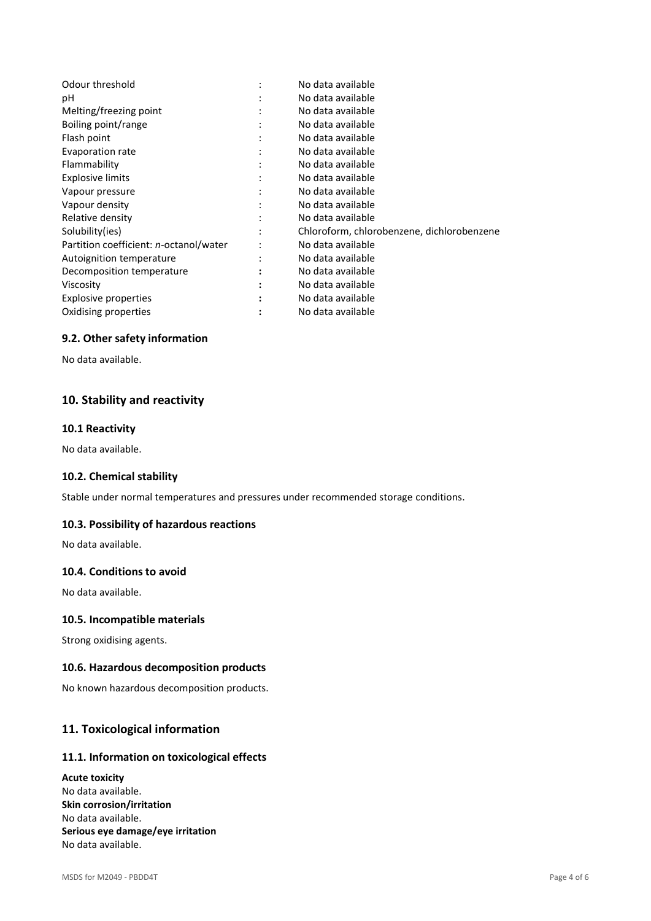| Property | | Value |
|---|---|---|
| Odour threshold | : | No data available |
| pH | : | No data available |
| Melting/freezing point | : | No data available |
| Boiling point/range | : | No data available |
| Flash point | : | No data available |
| Evaporation rate | : | No data available |
| Flammability | : | No data available |
| Explosive limits | : | No data available |
| Vapour pressure | : | No data available |
| Vapour density | : | No data available |
| Relative density | : | No data available |
| Solubility(ies) | : | Chloroform, chlorobenzene, dichlorobenzene |
| Partition coefficient: *n*-octanol/water | : | No data available |
| Autoignition temperature | : | No data available |
| Decomposition temperature | : | No data available |
| Viscosity | : | No data available |
| Explosive properties | : | No data available |
| Oxidising properties | : | No data available |

### 9.2. Other safety information

No data available.

## 10. Stability and reactivity

### 10.1 Reactivity

No data available.

### 10.2. Chemical stability

Stable under normal temperatures and pressures under recommended storage conditions.

### 10.3. Possibility of hazardous reactions

No data available.

### 10.4. Conditions to avoid

No data available.

### 10.5. Incompatible materials

Strong oxidising agents.

### 10.6. Hazardous decomposition products

No known hazardous decomposition products.

## 11. Toxicological information

### 11.1. Information on toxicological effects

**Acute toxicity**
No data available.
**Skin corrosion/irritation**
No data available.
**Serious eye damage/eye irritation**
No data available.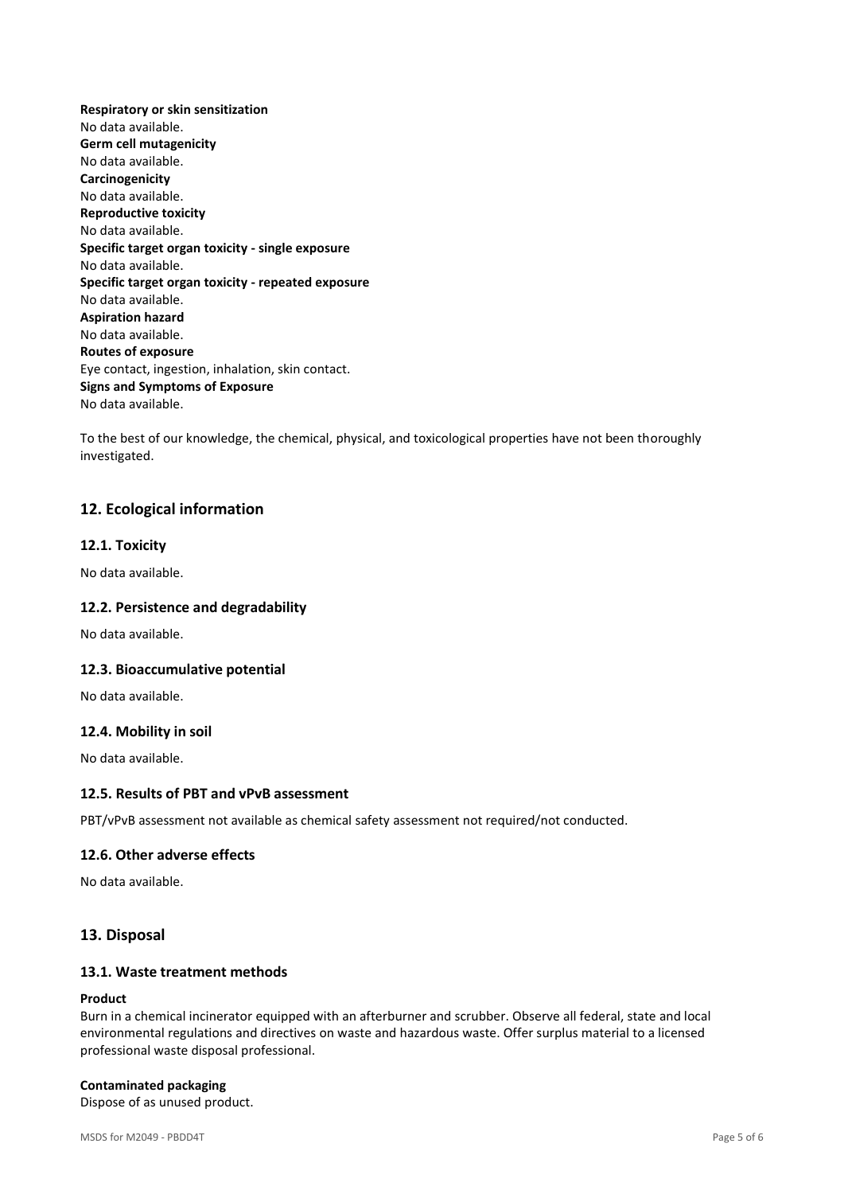**Respiratory or skin sensitization**
No data available.
**Germ cell mutagenicity**
No data available.
**Carcinogenicity**
No data available.
**Reproductive toxicity**
No data available.
**Specific target organ toxicity - single exposure**
No data available.
**Specific target organ toxicity - repeated exposure**
No data available.
**Aspiration hazard**
No data available.
**Routes of exposure**
Eye contact, ingestion, inhalation, skin contact.
**Signs and Symptoms of Exposure**
No data available.

To the best of our knowledge, the chemical, physical, and toxicological properties have not been thoroughly investigated.

## 12. Ecological information

### 12.1. Toxicity

No data available.

### 12.2. Persistence and degradability

No data available.

### 12.3. Bioaccumulative potential

No data available.

### 12.4. Mobility in soil

No data available.

### 12.5. Results of PBT and vPvB assessment

PBT/vPvB assessment not available as chemical safety assessment not required/not conducted.

### 12.6. Other adverse effects

No data available.

## 13. Disposal

### 13.1. Waste treatment methods

**Product**
Burn in a chemical incinerator equipped with an afterburner and scrubber. Observe all federal, state and local environmental regulations and directives on waste and hazardous waste. Offer surplus material to a licensed professional waste disposal professional.

**Contaminated packaging**
Dispose of as unused product.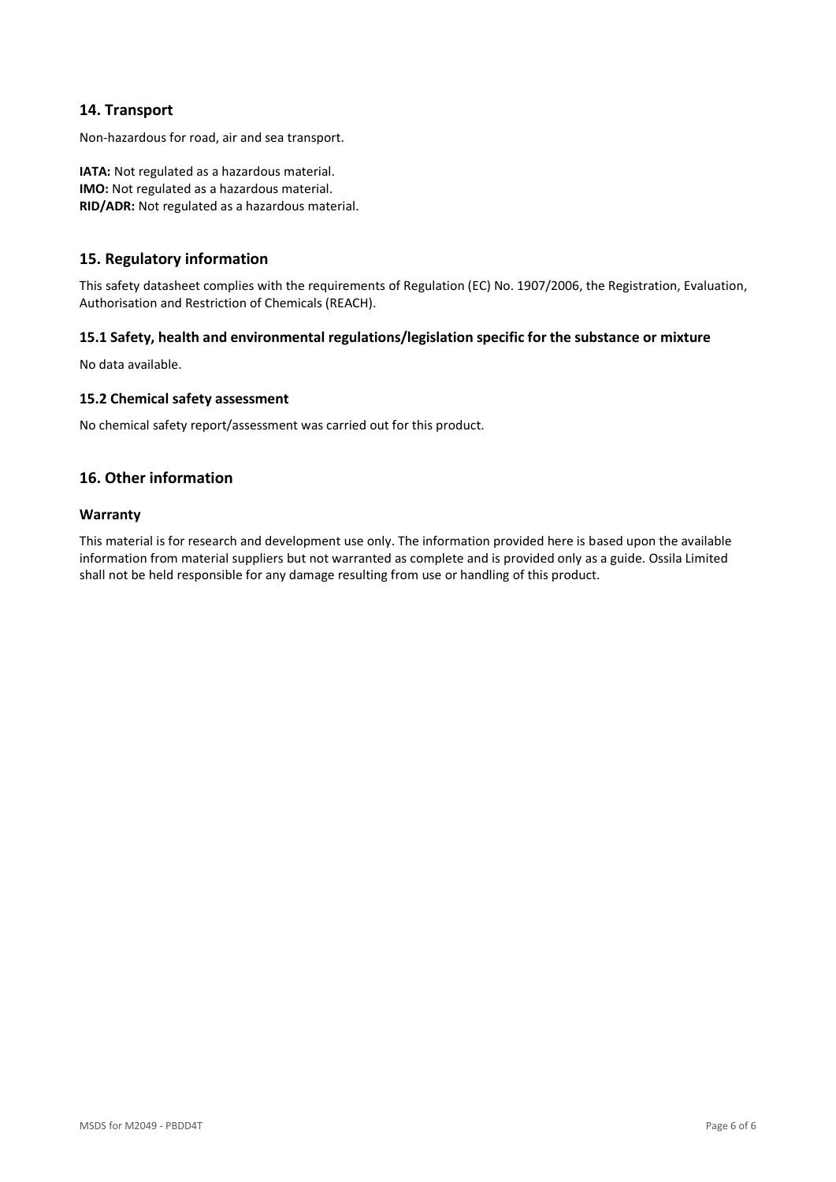## 14. Transport

Non-hazardous for road, air and sea transport.

**IATA:** Not regulated as a hazardous material.
**IMO:** Not regulated as a hazardous material.
**RID/ADR:** Not regulated as a hazardous material.

## 15. Regulatory information

This safety datasheet complies with the requirements of Regulation (EC) No. 1907/2006, the Registration, Evaluation, Authorisation and Restriction of Chemicals (REACH).

### 15.1 Safety, health and environmental regulations/legislation specific for the substance or mixture

No data available.

### 15.2 Chemical safety assessment

No chemical safety report/assessment was carried out for this product.

## 16. Other information

### Warranty

This material is for research and development use only. The information provided here is based upon the available information from material suppliers but not warranted as complete and is provided only as a guide. Ossila Limited shall not be held responsible for any damage resulting from use or handling of this product.